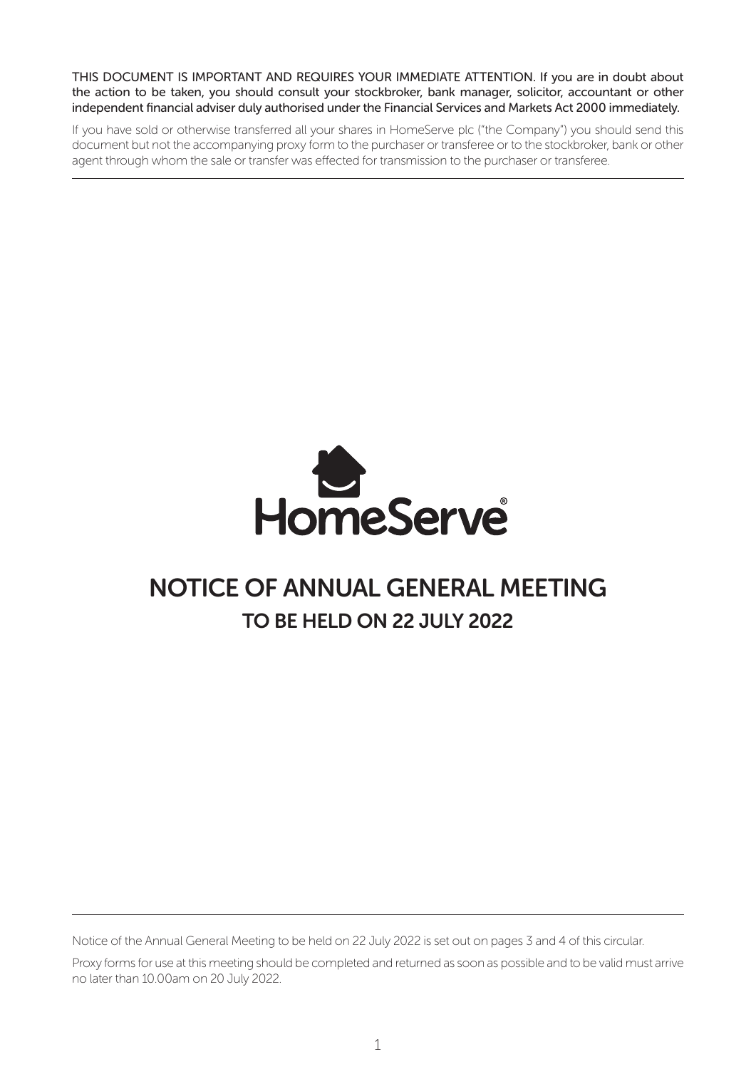**THIS DOCUMENT IS IMPORTANT AND REQUIRES YOUR IMMEDIATE ATTENTION.** If you are in doubt about the action to be taken, you should consult your stockbroker, bank manager, solicitor, accountant or other independent financial adviser duly authorised under the Financial Services and Markets Act 2000 immediately.

If you have sold or otherwise transferred all your shares in HomeServe plc ("the Company") you should send this document but not the accompanying proxy form to the purchaser or transferee or to the stockbroker, bank or other agent through whom the sale or transfer was effected for transmission to the purchaser or transferee.

HomeServe®

# NOTICE OF ANNUAL GENERAL MEETING

## TO BE HELD ON 22 JULY 2022

Notice of the Annual General Meeting to be held on 22 July 2022 is set out on pages 3 and 4 of this circular.

Proxy forms for use at this meeting should be completed and returned as soon as possible and to be valid must arrive no later than 10.00am on 20 July 2022.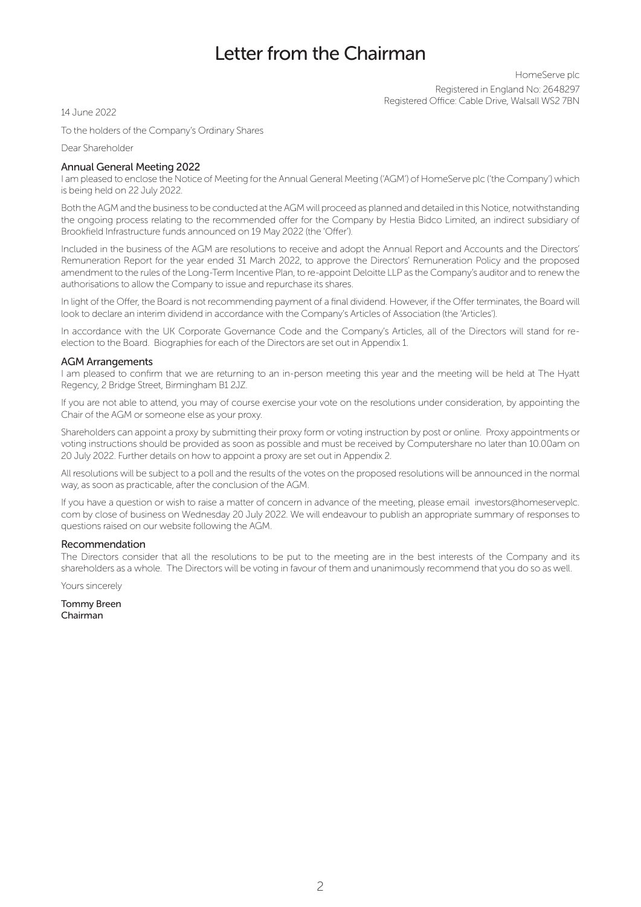# Letter from the Chairman

HomeServe plc
Registered in England No: 2648297
Registered Office: Cable Drive, Walsall WS2 7BN

14 June 2022

To the holders of the Company's Ordinary Shares

Dear Shareholder

## Annual General Meeting 2022

I am pleased to enclose the Notice of Meeting for the Annual General Meeting ('AGM') of HomeServe plc ('the Company') which is being held on 22 July 2022.

Both the AGM and the business to be conducted at the AGM will proceed as planned and detailed in this Notice, notwithstanding the ongoing process relating to the recommended offer for the Company by Hestia Bidco Limited, an indirect subsidiary of Brookfield Infrastructure funds announced on 19 May 2022 (the 'Offer').

Included in the business of the AGM are resolutions to receive and adopt the Annual Report and Accounts and the Directors' Remuneration Report for the year ended 31 March 2022, to approve the Directors' Remuneration Policy and the proposed amendment to the rules of the Long-Term Incentive Plan, to re-appoint Deloitte LLP as the Company's auditor and to renew the authorisations to allow the Company to issue and repurchase its shares.

In light of the Offer, the Board is not recommending payment of a final dividend. However, if the Offer terminates, the Board will look to declare an interim dividend in accordance with the Company's Articles of Association (the 'Articles').

In accordance with the UK Corporate Governance Code and the Company's Articles, all of the Directors will stand for re-election to the Board. Biographies for each of the Directors are set out in Appendix 1.

## AGM Arrangements

I am pleased to confirm that we are returning to an in-person meeting this year and the meeting will be held at The Hyatt Regency, 2 Bridge Street, Birmingham B1 2JZ.

If you are not able to attend, you may of course exercise your vote on the resolutions under consideration, by appointing the Chair of the AGM or someone else as your proxy.

Shareholders can appoint a proxy by submitting their proxy form or voting instruction by post or online. Proxy appointments or voting instructions should be provided as soon as possible and must be received by Computershare no later than 10.00am on 20 July 2022. Further details on how to appoint a proxy are set out in Appendix 2.

All resolutions will be subject to a poll and the results of the votes on the proposed resolutions will be announced in the normal way, as soon as practicable, after the conclusion of the AGM.

If you have a question or wish to raise a matter of concern in advance of the meeting, please email investors@homeserveplc.com by close of business on Wednesday 20 July 2022. We will endeavour to publish an appropriate summary of responses to questions raised on our website following the AGM.

## Recommendation

The Directors consider that all the resolutions to be put to the meeting are in the best interests of the Company and its shareholders as a whole. The Directors will be voting in favour of them and unanimously recommend that you do so as well.

Yours sincerely

**Tommy Breen**
**Chairman**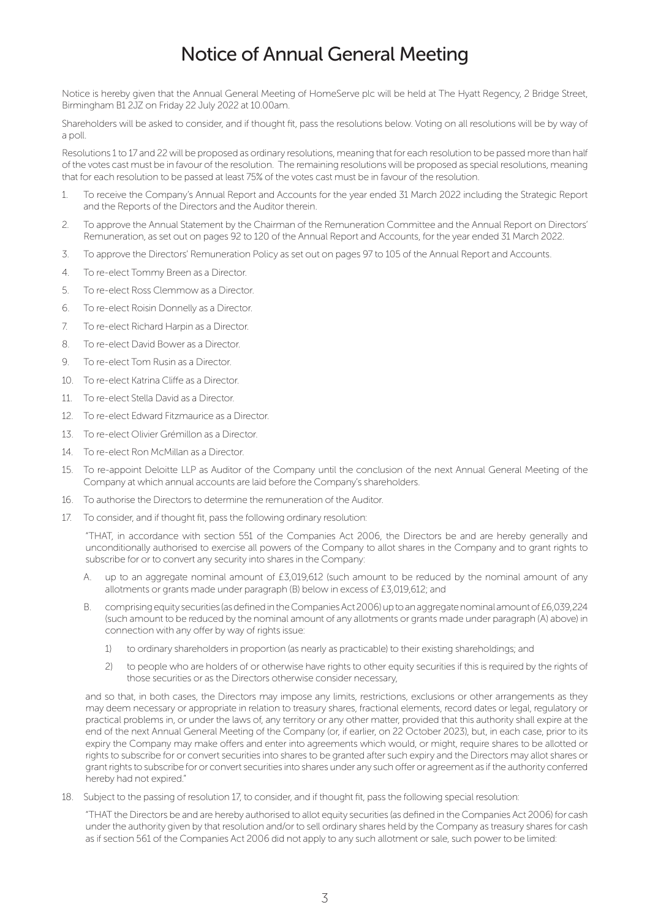# Notice of Annual General Meeting

Notice is hereby given that the Annual General Meeting of HomeServe plc will be held at The Hyatt Regency, 2 Bridge Street, Birmingham B1 2JZ on Friday 22 July 2022 at 10.00am.

Shareholders will be asked to consider, and if thought fit, pass the resolutions below. Voting on all resolutions will be by way of a poll.

Resolutions 1 to 17 and 22 will be proposed as ordinary resolutions, meaning that for each resolution to be passed more than half of the votes cast must be in favour of the resolution. The remaining resolutions will be proposed as special resolutions, meaning that for each resolution to be passed at least 75% of the votes cast must be in favour of the resolution.

1. To receive the Company's Annual Report and Accounts for the year ended 31 March 2022 including the Strategic Report and the Reports of the Directors and the Auditor therein.
2. To approve the Annual Statement by the Chairman of the Remuneration Committee and the Annual Report on Directors' Remuneration, as set out on pages 92 to 120 of the Annual Report and Accounts, for the year ended 31 March 2022.
3. To approve the Directors' Remuneration Policy as set out on pages 97 to 105 of the Annual Report and Accounts.
4. To re-elect Tommy Breen as a Director.
5. To re-elect Ross Clemmow as a Director.
6. To re-elect Roisin Donnelly as a Director.
7. To re-elect Richard Harpin as a Director.
8. To re-elect David Bower as a Director.
9. To re-elect Tom Rusin as a Director.
10. To re-elect Katrina Cliffe as a Director.
11. To re-elect Stella David as a Director.
12. To re-elect Edward Fitzmaurice as a Director.
13. To re-elect Olivier Grémillon as a Director.
14. To re-elect Ron McMillan as a Director.
15. To re-appoint Deloitte LLP as Auditor of the Company until the conclusion of the next Annual General Meeting of the Company at which annual accounts are laid before the Company's shareholders.
16. To authorise the Directors to determine the remuneration of the Auditor.
17. To consider, and if thought fit, pass the following ordinary resolution:

    "THAT, in accordance with section 551 of the Companies Act 2006, the Directors be and are hereby generally and unconditionally authorised to exercise all powers of the Company to allot shares in the Company and to grant rights to subscribe for or to convert any security into shares in the Company:

    A. up to an aggregate nominal amount of £3,019,612 (such amount to be reduced by the nominal amount of any allotments or grants made under paragraph (B) below in excess of £3,019,612; and

    B. comprising equity securities (as defined in the Companies Act 2006) up to an aggregate nominal amount of £6,039,224 (such amount to be reduced by the nominal amount of any allotments or grants made under paragraph (A) above) in connection with any offer by way of rights issue:

       1) to ordinary shareholders in proportion (as nearly as practicable) to their existing shareholdings; and

       2) to people who are holders of or otherwise have rights to other equity securities if this is required by the rights of those securities or as the Directors otherwise consider necessary,

    and so that, in both cases, the Directors may impose any limits, restrictions, exclusions or other arrangements as they may deem necessary or appropriate in relation to treasury shares, fractional elements, record dates or legal, regulatory or practical problems in, or under the laws of, any territory or any other matter, provided that this authority shall expire at the end of the next Annual General Meeting of the Company (or, if earlier, on 22 October 2023), but, in each case, prior to its expiry the Company may make offers and enter into agreements which would, or might, require shares to be allotted or rights to subscribe for or convert securities into shares to be granted after such expiry and the Directors may allot shares or grant rights to subscribe for or convert securities into shares under any such offer or agreement as if the authority conferred hereby had not expired."

18. Subject to the passing of resolution 17, to consider, and if thought fit, pass the following special resolution:

    "THAT the Directors be and are hereby authorised to allot equity securities (as defined in the Companies Act 2006) for cash under the authority given by that resolution and/or to sell ordinary shares held by the Company as treasury shares for cash as if section 561 of the Companies Act 2006 did not apply to any such allotment or sale, such power to be limited: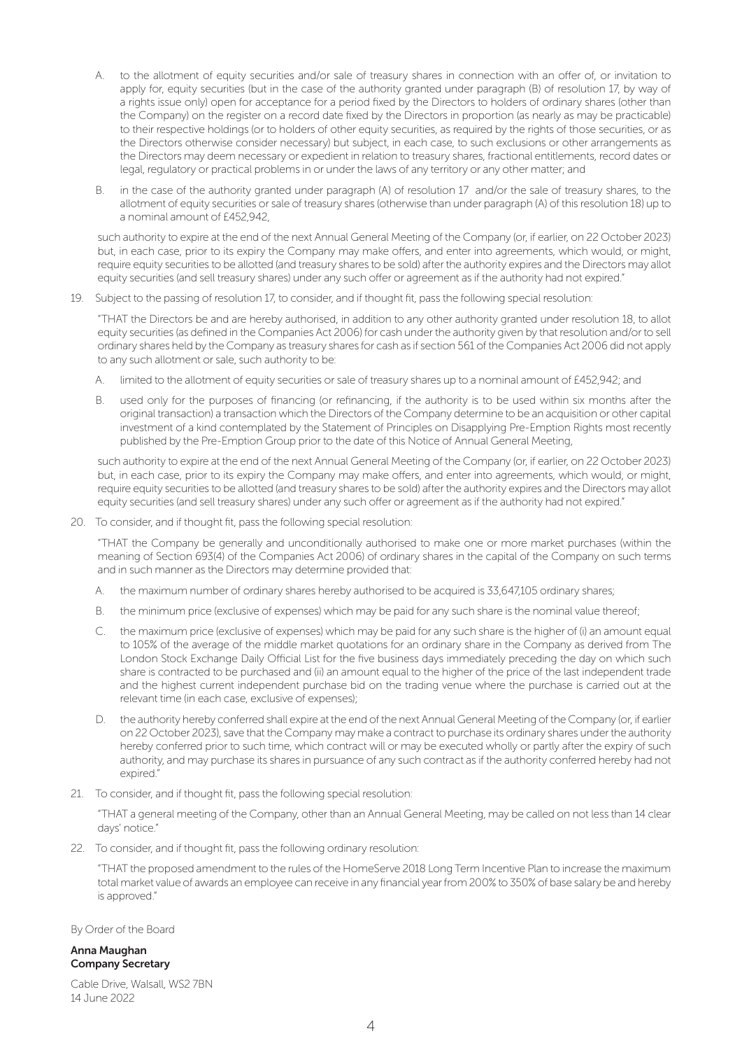A. to the allotment of equity securities and/or sale of treasury shares in connection with an offer of, or invitation to apply for, equity securities (but in the case of the authority granted under paragraph (B) of resolution 17, by way of a rights issue only) open for acceptance for a period fixed by the Directors to holders of ordinary shares (other than the Company) on the register on a record date fixed by the Directors in proportion (as nearly as may be practicable) to their respective holdings (or to holders of other equity securities, as required by the rights of those securities, or as the Directors otherwise consider necessary) but subject, in each case, to such exclusions or other arrangements as the Directors may deem necessary or expedient in relation to treasury shares, fractional entitlements, record dates or legal, regulatory or practical problems in or under the laws of any territory or any other matter; and

B. in the case of the authority granted under paragraph (A) of resolution 17 and/or the sale of treasury shares, to the allotment of equity securities or sale of treasury shares (otherwise than under paragraph (A) of this resolution 18) up to a nominal amount of £452,942,

such authority to expire at the end of the next Annual General Meeting of the Company (or, if earlier, on 22 October 2023) but, in each case, prior to its expiry the Company may make offers, and enter into agreements, which would, or might, require equity securities to be allotted (and treasury shares to be sold) after the authority expires and the Directors may allot equity securities (and sell treasury shares) under any such offer or agreement as if the authority had not expired."

19. Subject to the passing of resolution 17, to consider, and if thought fit, pass the following special resolution:

"THAT the Directors be and are hereby authorised, in addition to any other authority granted under resolution 18, to allot equity securities (as defined in the Companies Act 2006) for cash under the authority given by that resolution and/or to sell ordinary shares held by the Company as treasury shares for cash as if section 561 of the Companies Act 2006 did not apply to any such allotment or sale, such authority to be:

A. limited to the allotment of equity securities or sale of treasury shares up to a nominal amount of £452,942; and

B. used only for the purposes of financing (or refinancing, if the authority is to be used within six months after the original transaction) a transaction which the Directors of the Company determine to be an acquisition or other capital investment of a kind contemplated by the Statement of Principles on Disapplying Pre-Emption Rights most recently published by the Pre-Emption Group prior to the date of this Notice of Annual General Meeting,

such authority to expire at the end of the next Annual General Meeting of the Company (or, if earlier, on 22 October 2023) but, in each case, prior to its expiry the Company may make offers, and enter into agreements, which would, or might, require equity securities to be allotted (and treasury shares to be sold) after the authority expires and the Directors may allot equity securities (and sell treasury shares) under any such offer or agreement as if the authority had not expired."

20. To consider, and if thought fit, pass the following special resolution:

"THAT the Company be generally and unconditionally authorised to make one or more market purchases (within the meaning of Section 693(4) of the Companies Act 2006) of ordinary shares in the capital of the Company on such terms and in such manner as the Directors may determine provided that:

A. the maximum number of ordinary shares hereby authorised to be acquired is 33,647,105 ordinary shares;

B. the minimum price (exclusive of expenses) which may be paid for any such share is the nominal value thereof;

C. the maximum price (exclusive of expenses) which may be paid for any such share is the higher of (i) an amount equal to 105% of the average of the middle market quotations for an ordinary share in the Company as derived from The London Stock Exchange Daily Official List for the five business days immediately preceding the day on which such share is contracted to be purchased and (ii) an amount equal to the higher of the price of the last independent trade and the highest current independent purchase bid on the trading venue where the purchase is carried out at the relevant time (in each case, exclusive of expenses);

D. the authority hereby conferred shall expire at the end of the next Annual General Meeting of the Company (or, if earlier on 22 October 2023), save that the Company may make a contract to purchase its ordinary shares under the authority hereby conferred prior to such time, which contract will or may be executed wholly or partly after the expiry of such authority, and may purchase its shares in pursuance of any such contract as if the authority conferred hereby had not expired."

21. To consider, and if thought fit, pass the following special resolution:

"THAT a general meeting of the Company, other than an Annual General Meeting, may be called on not less than 14 clear days' notice."

22. To consider, and if thought fit, pass the following ordinary resolution:

"THAT the proposed amendment to the rules of the HomeServe 2018 Long Term Incentive Plan to increase the maximum total market value of awards an employee can receive in any financial year from 200% to 350% of base salary be and hereby is approved."

By Order of the Board

**Anna Maughan**
**Company Secretary**

Cable Drive, Walsall, WS2 7BN
14 June 2022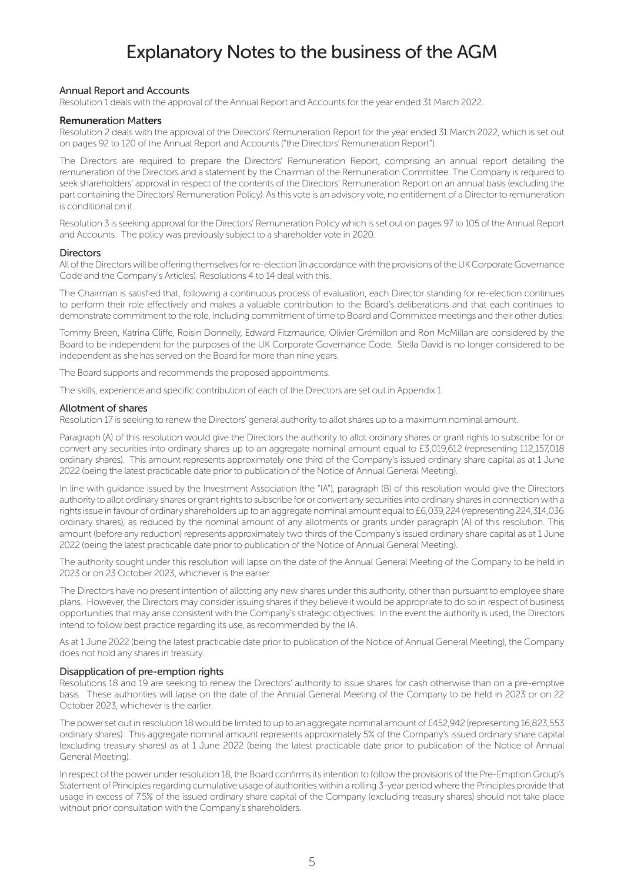# Explanatory Notes to the business of the AGM

## Annual Report and Accounts

Resolution 1 deals with the approval of the Annual Report and Accounts for the year ended 31 March 2022..

## Remuneration Matters

Resolution 2 deals with the approval of the Directors' Remuneration Report for the year ended 31 March 2022, which is set out on pages 92 to 120 of the Annual Report and Accounts ("the Directors' Remuneration Report").

The Directors are required to prepare the Directors' Remuneration Report, comprising an annual report detailing the remuneration of the Directors and a statement by the Chairman of the Remuneration Committee. The Company is required to seek shareholders' approval in respect of the contents of the Directors' Remuneration Report on an annual basis (excluding the part containing the Directors' Remuneration Policy). As this vote is an advisory vote, no entitlement of a Director to remuneration is conditional on it.

Resolution 3 is seeking approval for the Directors' Remuneration Policy which is set out on pages 97 to 105 of the Annual Report and Accounts. The policy was previously subject to a shareholder vote in 2020.

## Directors

All of the Directors will be offering themselves for re-election (in accordance with the provisions of the UK Corporate Governance Code and the Company's Articles). Resolutions 4 to 14 deal with this.

The Chairman is satisfied that, following a continuous process of evaluation, each Director standing for re-election continues to perform their role effectively and makes a valuable contribution to the Board's deliberations and that each continues to demonstrate commitment to the role, including commitment of time to Board and Committee meetings and their other duties.

Tommy Breen, Katrina Cliffe, Roisin Donnelly, Edward Fitzmaurice, Olivier Grémillon and Ron McMillan are considered by the Board to be independent for the purposes of the UK Corporate Governance Code. Stella David is no longer considered to be independent as she has served on the Board for more than nine years.

The Board supports and recommends the proposed appointments.

The skills, experience and specific contribution of each of the Directors are set out in Appendix 1.

## Allotment of shares

Resolution 17 is seeking to renew the Directors' general authority to allot shares up to a maximum nominal amount.

Paragraph (A) of this resolution would give the Directors the authority to allot ordinary shares or grant rights to subscribe for or convert any securities into ordinary shares up to an aggregate nominal amount equal to £3,019,612 (representing 112,157,018 ordinary shares). This amount represents approximately one third of the Company's issued ordinary share capital as at 1 June 2022 (being the latest practicable date prior to publication of the Notice of Annual General Meeting).

In line with guidance issued by the Investment Association (the "IA"), paragraph (B) of this resolution would give the Directors authority to allot ordinary shares or grant rights to subscribe for or convert any securities into ordinary shares in connection with a rights issue in favour of ordinary shareholders up to an aggregate nominal amount equal to £6,039,224 (representing 224,314,036 ordinary shares), as reduced by the nominal amount of any allotments or grants under paragraph (A) of this resolution. This amount (before any reduction) represents approximately two thirds of the Company's issued ordinary share capital as at 1 June 2022 (being the latest practicable date prior to publication of the Notice of Annual General Meeting).

The authority sought under this resolution will lapse on the date of the Annual General Meeting of the Company to be held in 2023 or on 23 October 2023, whichever is the earlier.

The Directors have no present intention of allotting any new shares under this authority, other than pursuant to employee share plans. However, the Directors may consider issuing shares if they believe it would be appropriate to do so in respect of business opportunities that may arise consistent with the Company's strategic objectives. In the event the authority is used, the Directors intend to follow best practice regarding its use, as recommended by the IA.

As at 1 June 2022 (being the latest practicable date prior to publication of the Notice of Annual General Meeting), the Company does not hold any shares in treasury.

## Disapplication of pre-emption rights

Resolutions 18 and 19 are seeking to renew the Directors' authority to issue shares for cash otherwise than on a pre-emptive basis. These authorities will lapse on the date of the Annual General Meeting of the Company to be held in 2023 or on 22 October 2023, whichever is the earlier.

The power set out in resolution 18 would be limited to up to an aggregate nominal amount of £452,942 (representing 16,823,553 ordinary shares). This aggregate nominal amount represents approximately 5% of the Company's issued ordinary share capital (excluding treasury shares) as at 1 June 2022 (being the latest practicable date prior to publication of the Notice of Annual General Meeting).

In respect of the power under resolution 18, the Board confirms its intention to follow the provisions of the Pre-Emption Group's Statement of Principles regarding cumulative usage of authorities within a rolling 3-year period where the Principles provide that usage in excess of 7.5% of the issued ordinary share capital of the Company (excluding treasury shares) should not take place without prior consultation with the Company's shareholders.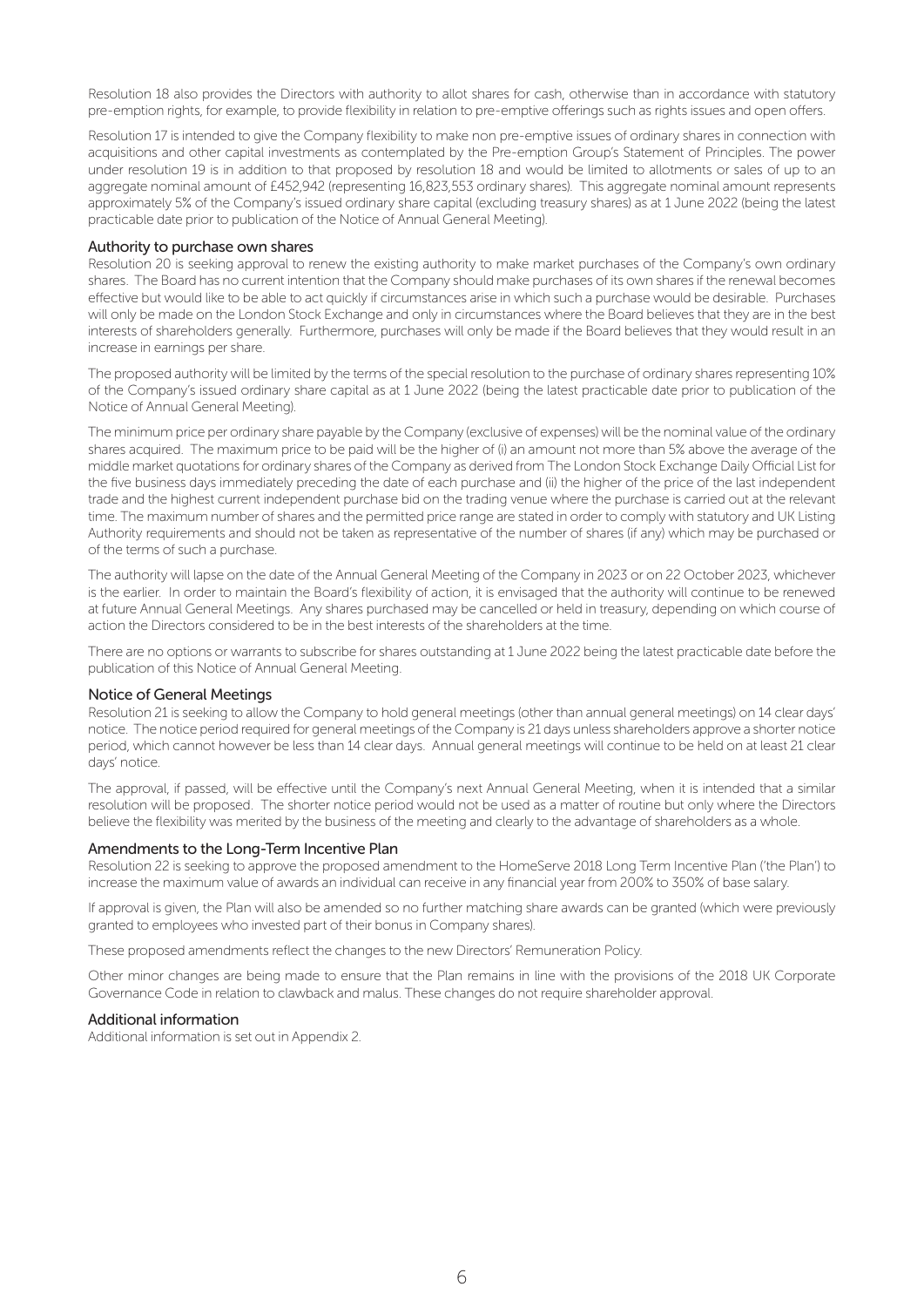Resolution 18 also provides the Directors with authority to allot shares for cash, otherwise than in accordance with statutory pre-emption rights, for example, to provide flexibility in relation to pre-emptive offerings such as rights issues and open offers.

Resolution 17 is intended to give the Company flexibility to make non pre-emptive issues of ordinary shares in connection with acquisitions and other capital investments as contemplated by the Pre-emption Group's Statement of Principles. The power under resolution 19 is in addition to that proposed by resolution 18 and would be limited to allotments or sales of up to an aggregate nominal amount of £452,942 (representing 16,823,553 ordinary shares). This aggregate nominal amount represents approximately 5% of the Company's issued ordinary share capital (excluding treasury shares) as at 1 June 2022 (being the latest practicable date prior to publication of the Notice of Annual General Meeting).

## Authority to purchase own shares

Resolution 20 is seeking approval to renew the existing authority to make market purchases of the Company's own ordinary shares. The Board has no current intention that the Company should make purchases of its own shares if the renewal becomes effective but would like to be able to act quickly if circumstances arise in which such a purchase would be desirable. Purchases will only be made on the London Stock Exchange and only in circumstances where the Board believes that they are in the best interests of shareholders generally. Furthermore, purchases will only be made if the Board believes that they would result in an increase in earnings per share.

The proposed authority will be limited by the terms of the special resolution to the purchase of ordinary shares representing 10% of the Company's issued ordinary share capital as at 1 June 2022 (being the latest practicable date prior to publication of the Notice of Annual General Meeting).

The minimum price per ordinary share payable by the Company (exclusive of expenses) will be the nominal value of the ordinary shares acquired. The maximum price to be paid will be the higher of (i) an amount not more than 5% above the average of the middle market quotations for ordinary shares of the Company as derived from The London Stock Exchange Daily Official List for the five business days immediately preceding the date of each purchase and (ii) the higher of the price of the last independent trade and the highest current independent purchase bid on the trading venue where the purchase is carried out at the relevant time. The maximum number of shares and the permitted price range are stated in order to comply with statutory and UK Listing Authority requirements and should not be taken as representative of the number of shares (if any) which may be purchased or of the terms of such a purchase.

The authority will lapse on the date of the Annual General Meeting of the Company in 2023 or on 22 October 2023, whichever is the earlier. In order to maintain the Board's flexibility of action, it is envisaged that the authority will continue to be renewed at future Annual General Meetings. Any shares purchased may be cancelled or held in treasury, depending on which course of action the Directors considered to be in the best interests of the shareholders at the time.

There are no options or warrants to subscribe for shares outstanding at 1 June 2022 being the latest practicable date before the publication of this Notice of Annual General Meeting.

## Notice of General Meetings

Resolution 21 is seeking to allow the Company to hold general meetings (other than annual general meetings) on 14 clear days' notice. The notice period required for general meetings of the Company is 21 days unless shareholders approve a shorter notice period, which cannot however be less than 14 clear days. Annual general meetings will continue to be held on at least 21 clear days' notice.

The approval, if passed, will be effective until the Company's next Annual General Meeting, when it is intended that a similar resolution will be proposed. The shorter notice period would not be used as a matter of routine but only where the Directors believe the flexibility was merited by the business of the meeting and clearly to the advantage of shareholders as a whole.

## Amendments to the Long-Term Incentive Plan

Resolution 22 is seeking to approve the proposed amendment to the HomeServe 2018 Long Term Incentive Plan ('the Plan') to increase the maximum value of awards an individual can receive in any financial year from 200% to 350% of base salary.

If approval is given, the Plan will also be amended so no further matching share awards can be granted (which were previously granted to employees who invested part of their bonus in Company shares).

These proposed amendments reflect the changes to the new Directors' Remuneration Policy.

Other minor changes are being made to ensure that the Plan remains in line with the provisions of the 2018 UK Corporate Governance Code in relation to clawback and malus. These changes do not require shareholder approval.

## Additional information

Additional information is set out in Appendix 2.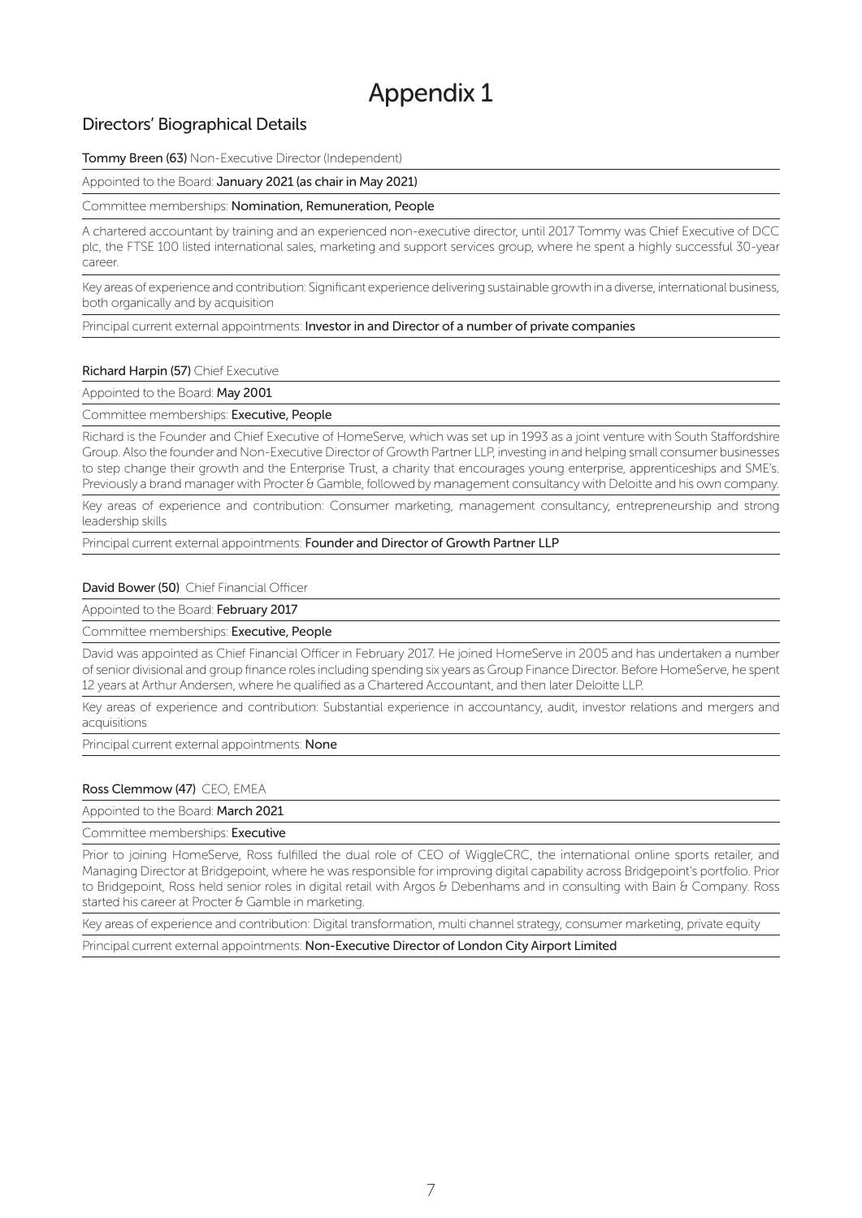# Appendix 1

## Directors' Biographical Details

**Tommy Breen (63)** Non-Executive Director (Independent)

Appointed to the Board: **January 2021 (as chair in May 2021)**

Committee memberships: **Nomination, Remuneration, People**

A chartered accountant by training and an experienced non-executive director, until 2017 Tommy was Chief Executive of DCC plc, the FTSE 100 listed international sales, marketing and support services group, where he spent a highly successful 30-year career.

Key areas of experience and contribution: Significant experience delivering sustainable growth in a diverse, international business, both organically and by acquisition

Principal current external appointments: **Investor in and Director of a number of private companies**

**Richard Harpin (57)** Chief Executive

Appointed to the Board: **May 2001**

Committee memberships: **Executive, People**

Richard is the Founder and Chief Executive of HomeServe, which was set up in 1993 as a joint venture with South Staffordshire Group. Also the founder and Non-Executive Director of Growth Partner LLP, investing in and helping small consumer businesses to step change their growth and the Enterprise Trust, a charity that encourages young enterprise, apprenticeships and SME's. Previously a brand manager with Procter & Gamble, followed by management consultancy with Deloitte and his own company.

Key areas of experience and contribution: Consumer marketing, management consultancy, entrepreneurship and strong leadership skills

Principal current external appointments: **Founder and Director of Growth Partner LLP**

**David Bower (50)** Chief Financial Officer

Appointed to the Board: **February 2017**

Committee memberships: **Executive, People**

David was appointed as Chief Financial Officer in February 2017. He joined HomeServe in 2005 and has undertaken a number of senior divisional and group finance roles including spending six years as Group Finance Director. Before HomeServe, he spent 12 years at Arthur Andersen, where he qualified as a Chartered Accountant, and then later Deloitte LLP.

Key areas of experience and contribution: Substantial experience in accountancy, audit, investor relations and mergers and acquisitions

Principal current external appointments: **None**

**Ross Clemmow (47)** CEO, EMEA

Appointed to the Board: **March 2021**

Committee memberships: **Executive**

Prior to joining HomeServe, Ross fulfilled the dual role of CEO of WiggleCRC, the international online sports retailer, and Managing Director at Bridgepoint, where he was responsible for improving digital capability across Bridgepoint's portfolio. Prior to Bridgepoint, Ross held senior roles in digital retail with Argos & Debenhams and in consulting with Bain & Company. Ross started his career at Procter & Gamble in marketing.

Key areas of experience and contribution: Digital transformation, multi channel strategy, consumer marketing, private equity

Principal current external appointments: **Non-Executive Director of London City Airport Limited**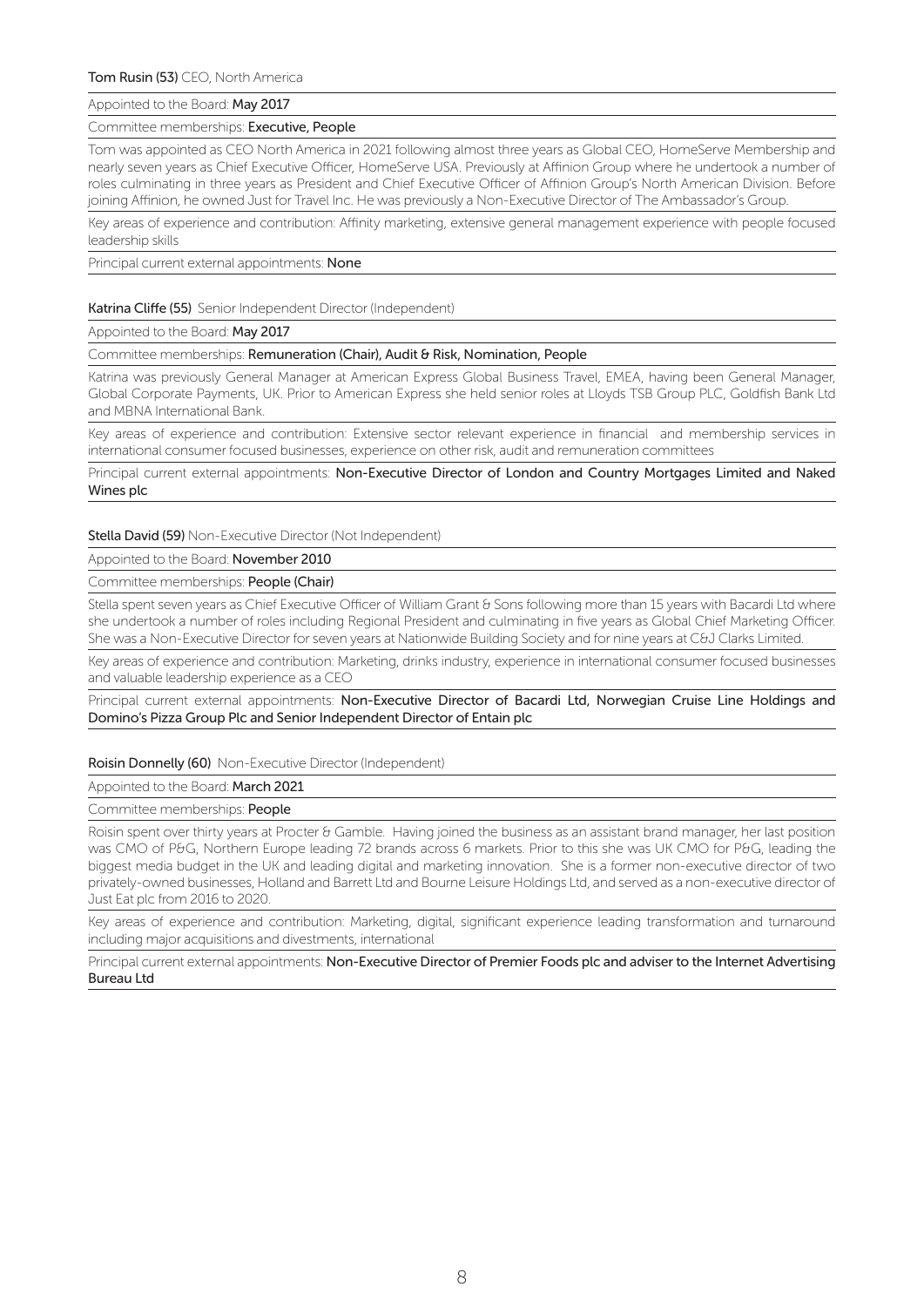**Tom Rusin (53)** CEO, North America

Appointed to the Board: **May 2017**

Committee memberships: **Executive, People**

Tom was appointed as CEO North America in 2021 following almost three years as Global CEO, HomeServe Membership and nearly seven years as Chief Executive Officer, HomeServe USA. Previously at Affinion Group where he undertook a number of roles culminating in three years as President and Chief Executive Officer of Affinion Group's North American Division. Before joining Affinion, he owned Just for Travel Inc. He was previously a Non-Executive Director of The Ambassador's Group.

Key areas of experience and contribution: Affinity marketing, extensive general management experience with people focused leadership skills

Principal current external appointments: **None**

**Katrina Cliffe (55)** Senior Independent Director (Independent)

Appointed to the Board: **May 2017**

Committee memberships: **Remuneration (Chair), Audit & Risk, Nomination, People**

Katrina was previously General Manager at American Express Global Business Travel, EMEA, having been General Manager, Global Corporate Payments, UK. Prior to American Express she held senior roles at Lloyds TSB Group PLC, Goldfish Bank Ltd and MBNA International Bank.

Key areas of experience and contribution: Extensive sector relevant experience in financial and membership services in international consumer focused businesses, experience on other risk, audit and remuneration committees

Principal current external appointments: **Non-Executive Director of London and Country Mortgages Limited and Naked Wines plc**

**Stella David (59)** Non-Executive Director (Not Independent)

Appointed to the Board: **November 2010**

Committee memberships: **People (Chair)**

Stella spent seven years as Chief Executive Officer of William Grant & Sons following more than 15 years with Bacardi Ltd where she undertook a number of roles including Regional President and culminating in five years as Global Chief Marketing Officer. She was a Non-Executive Director for seven years at Nationwide Building Society and for nine years at C&J Clarks Limited.

Key areas of experience and contribution: Marketing, drinks industry, experience in international consumer focused businesses and valuable leadership experience as a CEO

Principal current external appointments: **Non-Executive Director of Bacardi Ltd, Norwegian Cruise Line Holdings and Domino's Pizza Group Plc and Senior Independent Director of Entain plc**

**Roisin Donnelly (60)** Non-Executive Director (Independent)

Appointed to the Board: **March 2021**

Committee memberships: **People**

Roisin spent over thirty years at Procter & Gamble. Having joined the business as an assistant brand manager, her last position was CMO of P&G, Northern Europe leading 72 brands across 6 markets. Prior to this she was UK CMO for P&G, leading the biggest media budget in the UK and leading digital and marketing innovation. She is a former non-executive director of two privately-owned businesses, Holland and Barrett Ltd and Bourne Leisure Holdings Ltd, and served as a non-executive director of Just Eat plc from 2016 to 2020.

Key areas of experience and contribution: Marketing, digital, significant experience leading transformation and turnaround including major acquisitions and divestments, international

Principal current external appointments: **Non-Executive Director of Premier Foods plc and adviser to the Internet Advertising Bureau Ltd**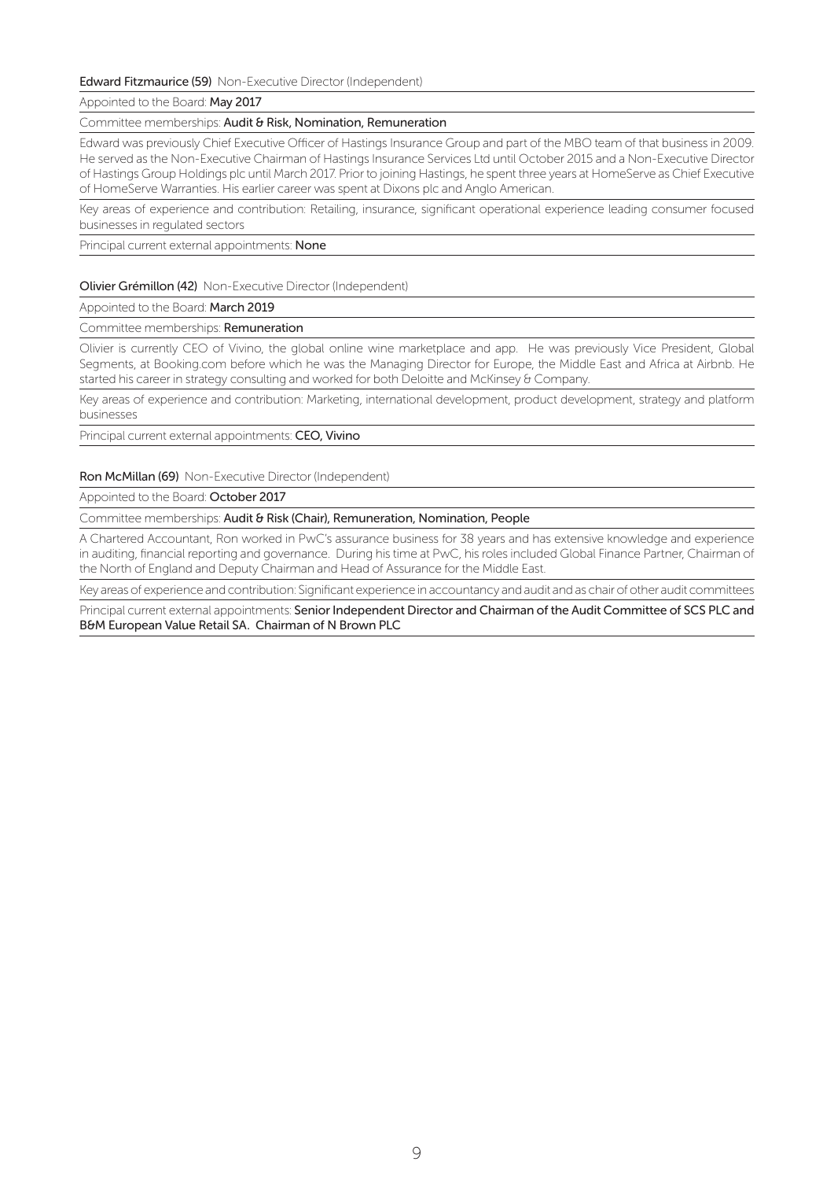**Edward Fitzmaurice (59)** Non-Executive Director (Independent)

Appointed to the Board: **May 2017**

Committee memberships: **Audit & Risk, Nomination, Remuneration**

Edward was previously Chief Executive Officer of Hastings Insurance Group and part of the MBO team of that business in 2009. He served as the Non-Executive Chairman of Hastings Insurance Services Ltd until October 2015 and a Non-Executive Director of Hastings Group Holdings plc until March 2017. Prior to joining Hastings, he spent three years at HomeServe as Chief Executive of HomeServe Warranties. His earlier career was spent at Dixons plc and Anglo American.

Key areas of experience and contribution: Retailing, insurance, significant operational experience leading consumer focused businesses in regulated sectors

Principal current external appointments: **None**

**Olivier Grémillon (42)** Non-Executive Director (Independent)

Appointed to the Board: **March 2019**

Committee memberships: **Remuneration**

Olivier is currently CEO of Vivino, the global online wine marketplace and app. He was previously Vice President, Global Segments, at Booking.com before which he was the Managing Director for Europe, the Middle East and Africa at Airbnb. He started his career in strategy consulting and worked for both Deloitte and McKinsey & Company.

Key areas of experience and contribution: Marketing, international development, product development, strategy and platform businesses

Principal current external appointments: **CEO, Vivino**

**Ron McMillan (69)** Non-Executive Director (Independent)

Appointed to the Board: **October 2017**

Committee memberships: **Audit & Risk (Chair), Remuneration, Nomination, People**

A Chartered Accountant, Ron worked in PwC's assurance business for 38 years and has extensive knowledge and experience in auditing, financial reporting and governance. During his time at PwC, his roles included Global Finance Partner, Chairman of the North of England and Deputy Chairman and Head of Assurance for the Middle East.

Key areas of experience and contribution: Significant experience in accountancy and audit and as chair of other audit committees

Principal current external appointments: **Senior Independent Director and Chairman of the Audit Committee of SCS PLC and B&M European Value Retail SA. Chairman of N Brown PLC**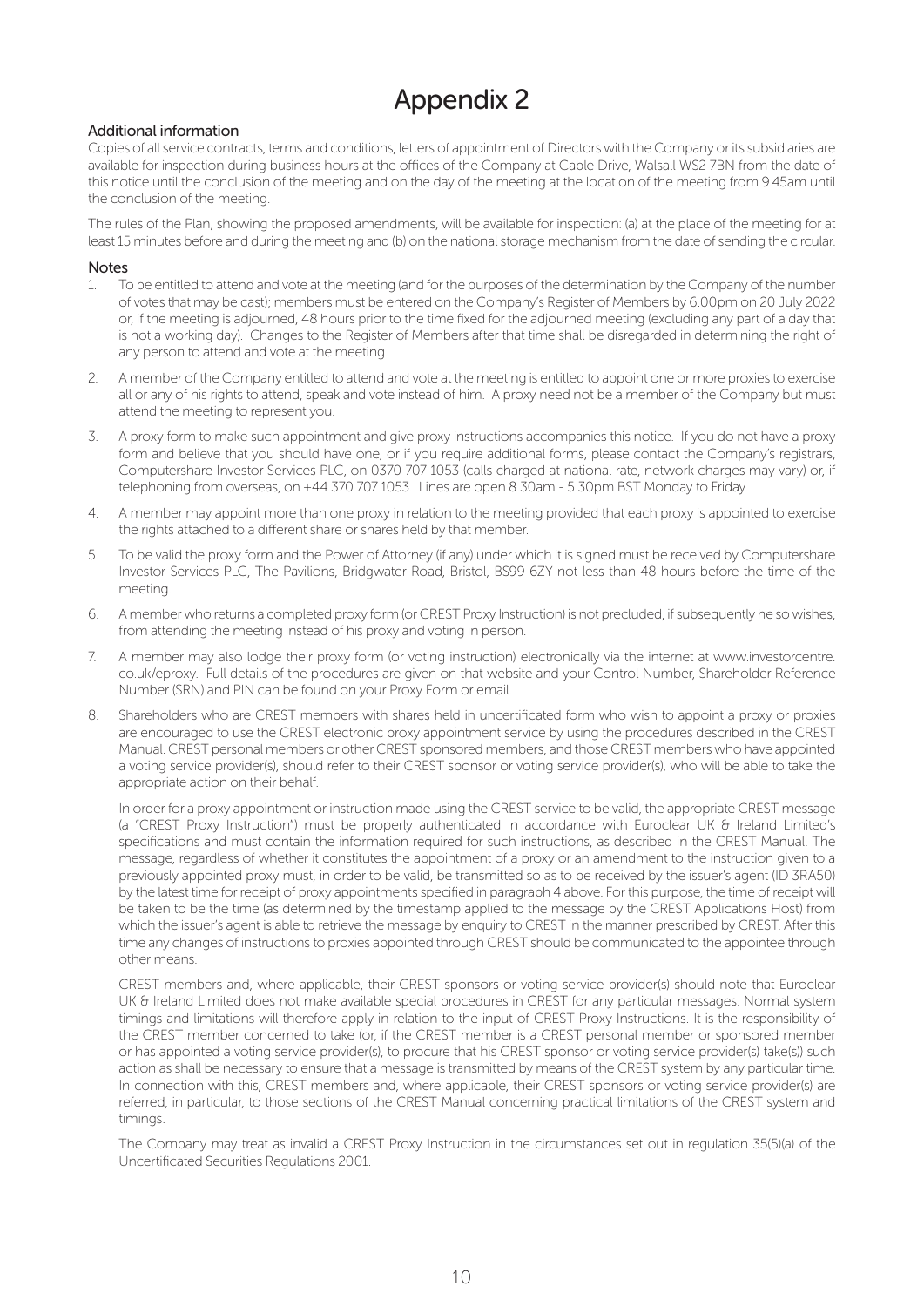# Appendix 2

### Additional information

Copies of all service contracts, terms and conditions, letters of appointment of Directors with the Company or its subsidiaries are available for inspection during business hours at the offices of the Company at Cable Drive, Walsall WS2 7BN from the date of this notice until the conclusion of the meeting and on the day of the meeting at the location of the meeting from 9.45am until the conclusion of the meeting.

The rules of the Plan, showing the proposed amendments, will be available for inspection: (a) at the place of the meeting for at least 15 minutes before and during the meeting and (b) on the national storage mechanism from the date of sending the circular.

### Notes

1. To be entitled to attend and vote at the meeting (and for the purposes of the determination by the Company of the number of votes that may be cast); members must be entered on the Company's Register of Members by 6.00pm on 20 July 2022 or, if the meeting is adjourned, 48 hours prior to the time fixed for the adjourned meeting (excluding any part of a day that is not a working day). Changes to the Register of Members after that time shall be disregarded in determining the right of any person to attend and vote at the meeting.
2. A member of the Company entitled to attend and vote at the meeting is entitled to appoint one or more proxies to exercise all or any of his rights to attend, speak and vote instead of him. A proxy need not be a member of the Company but must attend the meeting to represent you.
3. A proxy form to make such appointment and give proxy instructions accompanies this notice. If you do not have a proxy form and believe that you should have one, or if you require additional forms, please contact the Company's registrars, Computershare Investor Services PLC, on 0370 707 1053 (calls charged at national rate, network charges may vary) or, if telephoning from overseas, on +44 370 707 1053. Lines are open 8.30am - 5.30pm BST Monday to Friday.
4. A member may appoint more than one proxy in relation to the meeting provided that each proxy is appointed to exercise the rights attached to a different share or shares held by that member.
5. To be valid the proxy form and the Power of Attorney (if any) under which it is signed must be received by Computershare Investor Services PLC, The Pavilions, Bridgwater Road, Bristol, BS99 6ZY not less than 48 hours before the time of the meeting.
6. A member who returns a completed proxy form (or CREST Proxy Instruction) is not precluded, if subsequently he so wishes, from attending the meeting instead of his proxy and voting in person.
7. A member may also lodge their proxy form (or voting instruction) electronically via the internet at www.investorcentre.co.uk/eproxy. Full details of the procedures are given on that website and your Control Number, Shareholder Reference Number (SRN) and PIN can be found on your Proxy Form or email.
8. Shareholders who are CREST members with shares held in uncertificated form who wish to appoint a proxy or proxies are encouraged to use the CREST electronic proxy appointment service by using the procedures described in the CREST Manual. CREST personal members or other CREST sponsored members, and those CREST members who have appointed a voting service provider(s), should refer to their CREST sponsor or voting service provider(s), who will be able to take the appropriate action on their behalf.

   In order for a proxy appointment or instruction made using the CREST service to be valid, the appropriate CREST message (a "CREST Proxy Instruction") must be properly authenticated in accordance with Euroclear UK & Ireland Limited's specifications and must contain the information required for such instructions, as described in the CREST Manual. The message, regardless of whether it constitutes the appointment of a proxy or an amendment to the instruction given to a previously appointed proxy must, in order to be valid, be transmitted so as to be received by the issuer's agent (ID 3RA50) by the latest time for receipt of proxy appointments specified in paragraph 4 above. For this purpose, the time of receipt will be taken to be the time (as determined by the timestamp applied to the message by the CREST Applications Host) from which the issuer's agent is able to retrieve the message by enquiry to CREST in the manner prescribed by CREST. After this time any changes of instructions to proxies appointed through CREST should be communicated to the appointee through other means.

   CREST members and, where applicable, their CREST sponsors or voting service provider(s) should note that Euroclear UK & Ireland Limited does not make available special procedures in CREST for any particular messages. Normal system timings and limitations will therefore apply in relation to the input of CREST Proxy Instructions. It is the responsibility of the CREST member concerned to take (or, if the CREST member is a CREST personal member or sponsored member or has appointed a voting service provider(s), to procure that his CREST sponsor or voting service provider(s) take(s)) such action as shall be necessary to ensure that a message is transmitted by means of the CREST system by any particular time. In connection with this, CREST members and, where applicable, their CREST sponsors or voting service provider(s) are referred, in particular, to those sections of the CREST Manual concerning practical limitations of the CREST system and timings.

   The Company may treat as invalid a CREST Proxy Instruction in the circumstances set out in regulation 35(5)(a) of the Uncertificated Securities Regulations 2001.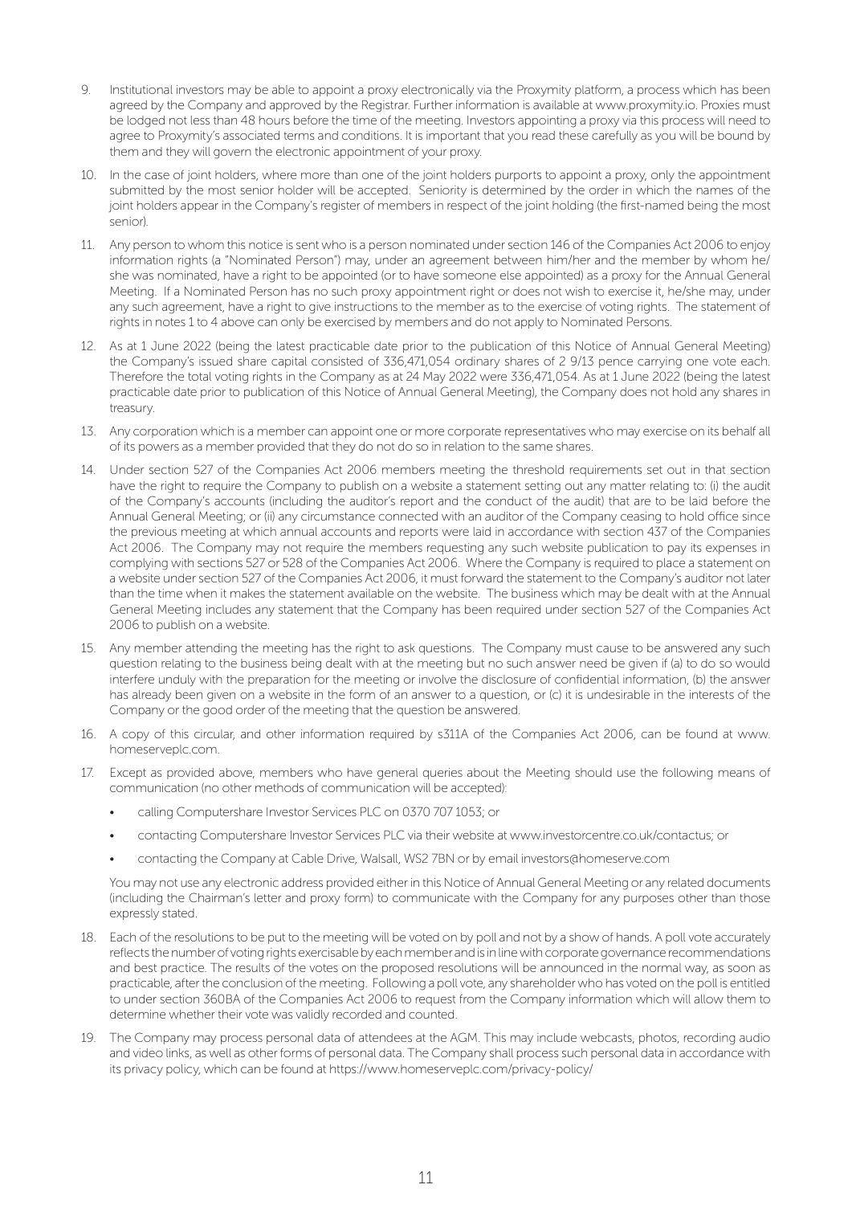9. Institutional investors may be able to appoint a proxy electronically via the Proxymity platform, a process which has been agreed by the Company and approved by the Registrar. Further information is available at www.proxymity.io. Proxies must be lodged not less than 48 hours before the time of the meeting. Investors appointing a proxy via this process will need to agree to Proxymity's associated terms and conditions. It is important that you read these carefully as you will be bound by them and they will govern the electronic appointment of your proxy.

10. In the case of joint holders, where more than one of the joint holders purports to appoint a proxy, only the appointment submitted by the most senior holder will be accepted. Seniority is determined by the order in which the names of the joint holders appear in the Company's register of members in respect of the joint holding (the first-named being the most senior).

11. Any person to whom this notice is sent who is a person nominated under section 146 of the Companies Act 2006 to enjoy information rights (a "Nominated Person") may, under an agreement between him/her and the member by whom he/she was nominated, have a right to be appointed (or to have someone else appointed) as a proxy for the Annual General Meeting. If a Nominated Person has no such proxy appointment right or does not wish to exercise it, he/she may, under any such agreement, have a right to give instructions to the member as to the exercise of voting rights. The statement of rights in notes 1 to 4 above can only be exercised by members and do not apply to Nominated Persons.

12. As at 1 June 2022 (being the latest practicable date prior to the publication of this Notice of Annual General Meeting) the Company's issued share capital consisted of 336,471,054 ordinary shares of 2 9/13 pence carrying one vote each. Therefore the total voting rights in the Company as at 24 May 2022 were 336,471,054. As at 1 June 2022 (being the latest practicable date prior to publication of this Notice of Annual General Meeting), the Company does not hold any shares in treasury.

13. Any corporation which is a member can appoint one or more corporate representatives who may exercise on its behalf all of its powers as a member provided that they do not do so in relation to the same shares.

14. Under section 527 of the Companies Act 2006 members meeting the threshold requirements set out in that section have the right to require the Company to publish on a website a statement setting out any matter relating to: (i) the audit of the Company's accounts (including the auditor's report and the conduct of the audit) that are to be laid before the Annual General Meeting; or (ii) any circumstance connected with an auditor of the Company ceasing to hold office since the previous meeting at which annual accounts and reports were laid in accordance with section 437 of the Companies Act 2006. The Company may not require the members requesting any such website publication to pay its expenses in complying with sections 527 or 528 of the Companies Act 2006. Where the Company is required to place a statement on a website under section 527 of the Companies Act 2006, it must forward the statement to the Company's auditor not later than the time when it makes the statement available on the website. The business which may be dealt with at the Annual General Meeting includes any statement that the Company has been required under section 527 of the Companies Act 2006 to publish on a website.

15. Any member attending the meeting has the right to ask questions. The Company must cause to be answered any such question relating to the business being dealt with at the meeting but no such answer need be given if (a) to do so would interfere unduly with the preparation for the meeting or involve the disclosure of confidential information, (b) the answer has already been given on a website in the form of an answer to a question, or (c) it is undesirable in the interests of the Company or the good order of the meeting that the question be answered.

16. A copy of this circular, and other information required by s311A of the Companies Act 2006, can be found at www.homeserveplc.com.

17. Except as provided above, members who have general queries about the Meeting should use the following means of communication (no other methods of communication will be accepted):

    - calling Computershare Investor Services PLC on 0370 707 1053; or
    - contacting Computershare Investor Services PLC via their website at www.investorcentre.co.uk/contactus; or
    - contacting the Company at Cable Drive, Walsall, WS2 7BN or by email investors@homeserve.com

    You may not use any electronic address provided either in this Notice of Annual General Meeting or any related documents (including the Chairman's letter and proxy form) to communicate with the Company for any purposes other than those expressly stated.

18. Each of the resolutions to be put to the meeting will be voted on by poll and not by a show of hands. A poll vote accurately reflects the number of voting rights exercisable by each member and is in line with corporate governance recommendations and best practice. The results of the votes on the proposed resolutions will be announced in the normal way, as soon as practicable, after the conclusion of the meeting. Following a poll vote, any shareholder who has voted on the poll is entitled to under section 360BA of the Companies Act 2006 to request from the Company information which will allow them to determine whether their vote was validly recorded and counted.

19. The Company may process personal data of attendees at the AGM. This may include webcasts, photos, recording audio and video links, as well as other forms of personal data. The Company shall process such personal data in accordance with its privacy policy, which can be found at https://www.homeserveplc.com/privacy-policy/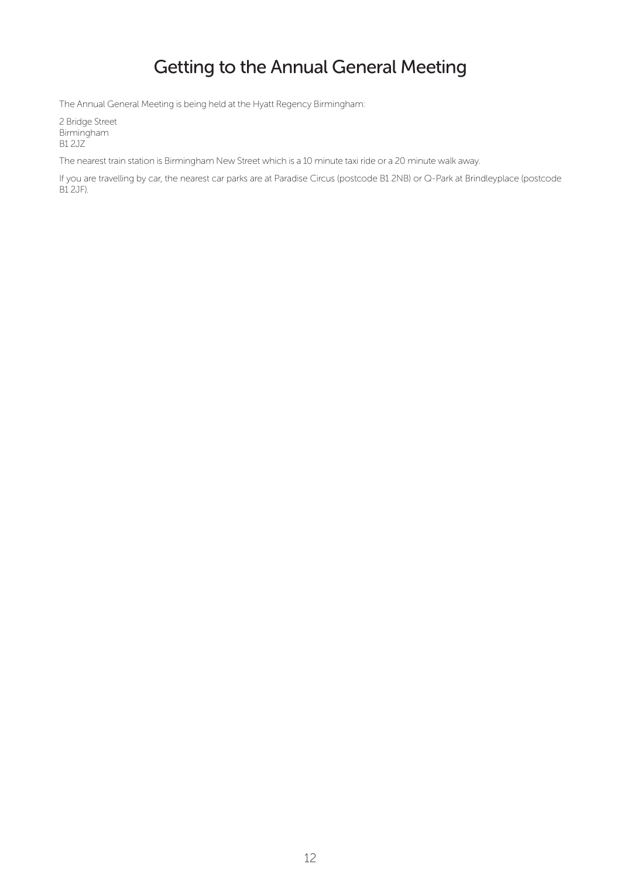# Getting to the Annual General Meeting

The Annual General Meeting is being held at the Hyatt Regency Birmingham:

2 Bridge Street  
Birmingham  
B1 2JZ

The nearest train station is Birmingham New Street which is a 10 minute taxi ride or a 20 minute walk away.

If you are travelling by car, the nearest car parks are at Paradise Circus (postcode B1 2NB) or Q-Park at Brindleyplace (postcode B1 2JF).